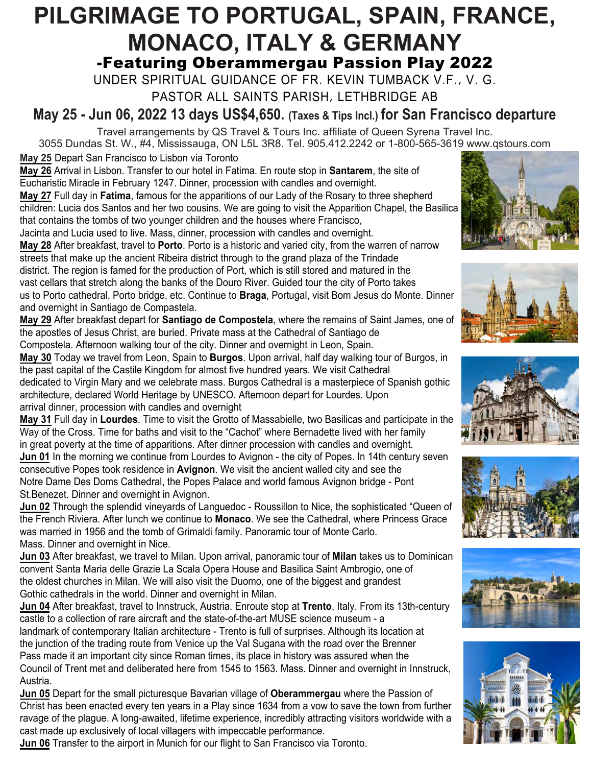# PILGRIMAGE TO PORTUGAL, SPAIN, FRANCE, MONACO, ITALY & GERMANY

## -Featuring Oberammergau Passion Play 2022

UNDER SPIRITUAL GUIDANCE OF FR. KEVIN TUMBACK V.F., V. G.

PASTOR ALL SAINTS PARISH, LETHBRIDGE AB

### May 25 - Jun 06, 2022 13 days US$4,650. (Taxes & Tips Incl.) for San Francisco departure

Travel arrangements by QS Travel & Tours Inc. affiliate of Queen Syrena Travel Inc.
3055 Dundas St. W., #4, Mississauga, ON L5L 3R8. Tel. 905.412.2242 or 1-800-565-3619 www.qstours.com

**May 25** Depart San Francisco to Lisbon via Toronto

**May 26** Arrival in Lisbon. Transfer to our hotel in Fatima. En route stop in **Santarem**, the site of Eucharistic Miracle in February 1247. Dinner, procession with candles and overnight.

**May 27** Full day in **Fatima**, famous for the apparitions of our Lady of the Rosary to three shepherd children: Lucia dos Santos and her two cousins. We are going to visit the Apparition Chapel, the Basilica that contains the tombs of two younger children and the houses where Francisco, Jacinta and Lucia used to live. Mass, dinner, procession with candles and overnight.

**May 28** After breakfast, travel to **Porto**. Porto is a historic and varied city, from the warren of narrow streets that make up the ancient Ribeira district through to the grand plaza of the Trindade district. The region is famed for the production of Port, which is still stored and matured in the vast cellars that stretch along the banks of the Douro River. Guided tour the city of Porto takes us to Porto cathedral, Porto bridge, etc. Continue to **Braga**, Portugal, visit Bom Jesus do Monte. Dinner and overnight in Santiago de Compastela.

**May 29** After breakfast depart for **Santiago de Compostela**, where the remains of Saint James, one of the apostles of Jesus Christ, are buried. Private mass at the Cathedral of Santiago de Compostela. Afternoon walking tour of the city. Dinner and overnight in Leon, Spain.

**May 30** Today we travel from Leon, Spain to **Burgos**. Upon arrival, half day walking tour of Burgos, in the past capital of the Castile Kingdom for almost five hundred years. We visit Cathedral dedicated to Virgin Mary and we celebrate mass. Burgos Cathedral is a masterpiece of Spanish gothic architecture, declared World Heritage by UNESCO. Afternoon depart for Lourdes. Upon arrival dinner, procession with candles and overnight

**May 31** Full day in **Lourdes**. Time to visit the Grotto of Massabielle, two Basilicas and participate in the Way of the Cross. Time for baths and visit to the "Cachot" where Bernadette lived with her family in great poverty at the time of apparitions. After dinner procession with candles and overnight.

**Jun 01** In the morning we continue from Lourdes to Avignon - the city of Popes. In 14th century seven consecutive Popes took residence in **Avignon**. We visit the ancient walled city and see the Notre Dame Des Doms Cathedral, the Popes Palace and world famous Avignon bridge - Pont St.Benezet. Dinner and overnight in Avignon.

**Jun 02** Through the splendid vineyards of Languedoc - Roussillon to Nice, the sophisticated "Queen of the French Riviera. After lunch we continue to **Monaco**. We see the Cathedral, where Princess Grace was married in 1956 and the tomb of Grimaldi family. Panoramic tour of Monte Carlo. Mass. Dinner and overnight in Nice.

**Jun 03** After breakfast, we travel to Milan. Upon arrival, panoramic tour of **Milan** takes us to Dominican convent Santa Maria delle Grazie La Scala Opera House and Basilica Saint Ambrogio, one of the oldest churches in Milan. We will also visit the Duomo, one of the biggest and grandest Gothic cathedrals in the world. Dinner and overnight in Milan.

**Jun 04** After breakfast, travel to Innstruck, Austria. Enroute stop at **Trento**, Italy. From its 13th-century castle to a collection of rare aircraft and the state-of-the-art MUSE science museum - a landmark of contemporary Italian architecture - Trento is full of surprises. Although its location at the junction of the trading route from Venice up the Val Sugana with the road over the Brenner Pass made it an important city since Roman times, its place in history was assured when the Council of Trent met and deliberated here from 1545 to 1563. Mass. Dinner and overnight in Innstruck, Austria.

**Jun 05** Depart for the small picturesque Bavarian village of **Oberammergau** where the Passion of Christ has been enacted every ten years in a Play since 1634 from a vow to save the town from further ravage of the plague. A long-awaited, lifetime experience, incredibly attracting visitors worldwide with a cast made up exclusively of local villagers with impeccable performance.

**Jun 06** Transfer to the airport in Munich for our flight to San Francisco via Toronto.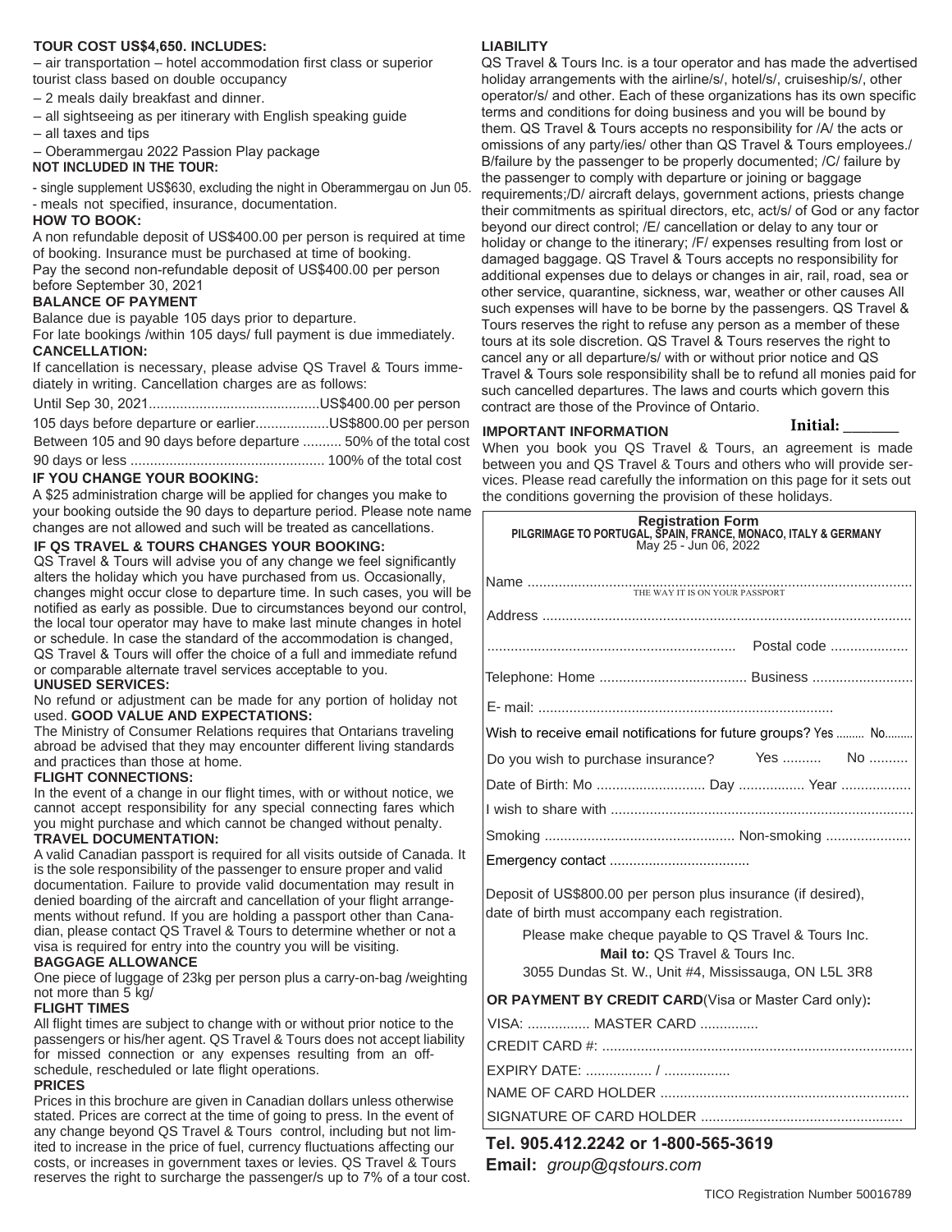**TOUR COST US$4,650. INCLUDES:**

– air transportation – hotel accommodation first class or superior tourist class based on double occupancy

– 2 meals daily breakfast and dinner.

– all sightseeing as per itinerary with English speaking guide

– all taxes and tips

– Oberammergau 2022 Passion Play package

**NOT INCLUDED IN THE TOUR:**

- single supplement US$630, excluding the night in Oberammergau on Jun 05.
- meals not specified, insurance, documentation.

**HOW TO BOOK:**

A non refundable deposit of US$400.00 per person is required at time of booking. Insurance must be purchased at time of booking.
Pay the second non-refundable deposit of US$400.00 per person before September 30, 2021

**BALANCE OF PAYMENT**

Balance due is payable 105 days prior to departure.
For late bookings /within 105 days/ full payment is due immediately.

**CANCELLATION:**

If cancellation is necessary, please advise QS Travel & Tours immediately in writing. Cancellation charges are as follows:

Until Sep 30, 2021............................................US$400.00 per person

105 days before departure or earlier...................US$800.00 per person

Between 105 and 90 days before departure .......... 50% of the total cost

90 days or less .................................................. 100% of the total cost

**IF YOU CHANGE YOUR BOOKING:**

A $25 administration charge will be applied for changes you make to your booking outside the 90 days to departure period. Please note name changes are not allowed and such will be treated as cancellations.

**IF QS TRAVEL & TOURS CHANGES YOUR BOOKING:**

QS Travel & Tours will advise you of any change we feel significantly alters the holiday which you have purchased from us. Occasionally, changes might occur close to departure time. In such cases, you will be notified as early as possible. Due to circumstances beyond our control, the local tour operator may have to make last minute changes in hotel or schedule. In case the standard of the accommodation is changed, QS Travel & Tours will offer the choice of a full and immediate refund or comparable alternate travel services acceptable to you.

**UNUSED SERVICES:**

No refund or adjustment can be made for any portion of holiday not used. **GOOD VALUE AND EXPECTATIONS:**

The Ministry of Consumer Relations requires that Ontarians traveling abroad be advised that they may encounter different living standards and practices than those at home.

**FLIGHT CONNECTIONS:**

In the event of a change in our flight times, with or without notice, we cannot accept responsibility for any special connecting fares which you might purchase and which cannot be changed without penalty.

**TRAVEL DOCUMENTATION:**

A valid Canadian passport is required for all visits outside of Canada. It is the sole responsibility of the passenger to ensure proper and valid documentation. Failure to provide valid documentation may result in denied boarding of the aircraft and cancellation of your flight arrangements without refund. If you are holding a passport other than Canadian, please contact QS Travel & Tours to determine whether or not a visa is required for entry into the country you will be visiting.

**BAGGAGE ALLOWANCE**

One piece of luggage of 23kg per person plus a carry-on-bag /weighting not more than 5 kg/

**FLIGHT TIMES**

All flight times are subject to change with or without prior notice to the passengers or his/her agent. QS Travel & Tours does not accept liability for missed connection or any expenses resulting from an off-schedule, rescheduled or late flight operations.

**PRICES**

Prices in this brochure are given in Canadian dollars unless otherwise stated. Prices are correct at the time of going to press. In the event of any change beyond QS Travel & Tours control, including but not limited to increase in the price of fuel, currency fluctuations affecting our costs, or increases in government taxes or levies. QS Travel & Tours reserves the right to surcharge the passenger/s up to 7% of a tour cost.

**LIABILITY**

QS Travel & Tours Inc. is a tour operator and has made the advertised holiday arrangements with the airline/s/, hotel/s/, cruiseship/s/, other operator/s/ and other. Each of these organizations has its own specific terms and conditions for doing business and you will be bound by them. QS Travel & Tours accepts no responsibility for /A/ the acts or omissions of any party/ies/ other than QS Travel & Tours employees./ B/failure by the passenger to be properly documented; /C/ failure by the passenger to comply with departure or joining or baggage requirements;/D/ aircraft delays, government actions, priests change their commitments as spiritual directors, etc, act/s/ of God or any factor beyond our direct control; /E/ cancellation or delay to any tour or holiday or change to the itinerary; /F/ expenses resulting from lost or damaged baggage. QS Travel & Tours accepts no responsibility for additional expenses due to delays or changes in air, rail, road, sea or other service, quarantine, sickness, war, weather or other causes All such expenses will have to be borne by the passengers. QS Travel & Tours reserves the right to refuse any person as a member of these tours at its sole discretion. QS Travel & Tours reserves the right to cancel any or all departure/s/ with or without prior notice and QS Travel & Tours sole responsibility shall be to refund all monies paid for such cancelled departures. The laws and courts which govern this contract are those of the Province of Ontario.

**IMPORTANT INFORMATION**

**Initial:** _______

When you book you QS Travel & Tours, an agreement is made between you and QS Travel & Tours and others who will provide services. Please read carefully the information on this page for it sets out the conditions governing the provision of these holidays.

**Registration Form**
**PILGRIMAGE TO PORTUGAL, SPAIN, FRANCE, MONACO, ITALY & GERMANY**
May 25 - Jun 06, 2022

Name ..................................................................................................
THE WAY IT IS ON YOUR PASSPORT

Address ..............................................................................................

............................................................... Postal code ....................

Telephone: Home ...................................... Business ..........................

E- mail: ............................................................................

Wish to receive email notifications for future groups? Yes ......... No.........

Do you wish to purchase insurance? Yes .......... No ..........

Date of Birth: Mo ............................ Day ................. Year ..................

I wish to share with ..............................................................................

Smoking ................................................ Non-smoking ......................

Emergency contact ....................................

Deposit of US$800.00 per person plus insurance (if desired), date of birth must accompany each registration.

Please make cheque payable to QS Travel & Tours Inc.
**Mail to:** QS Travel & Tours Inc.
3055 Dundas St. W., Unit #4, Mississauga, ON L5L 3R8

**OR PAYMENT BY CREDIT CARD**(Visa or Master Card only)**:**

VISA: ................ MASTER CARD ...............

CREDIT CARD #: ...............................................................................

EXPIRY DATE: ................. / .................

NAME OF CARD HOLDER ...............................................................

SIGNATURE OF CARD HOLDER ...................................................

**Tel. 905.412.2242 or 1-800-565-3619**

**Email:** *group@qstours.com*

TICO Registration Number 50016789